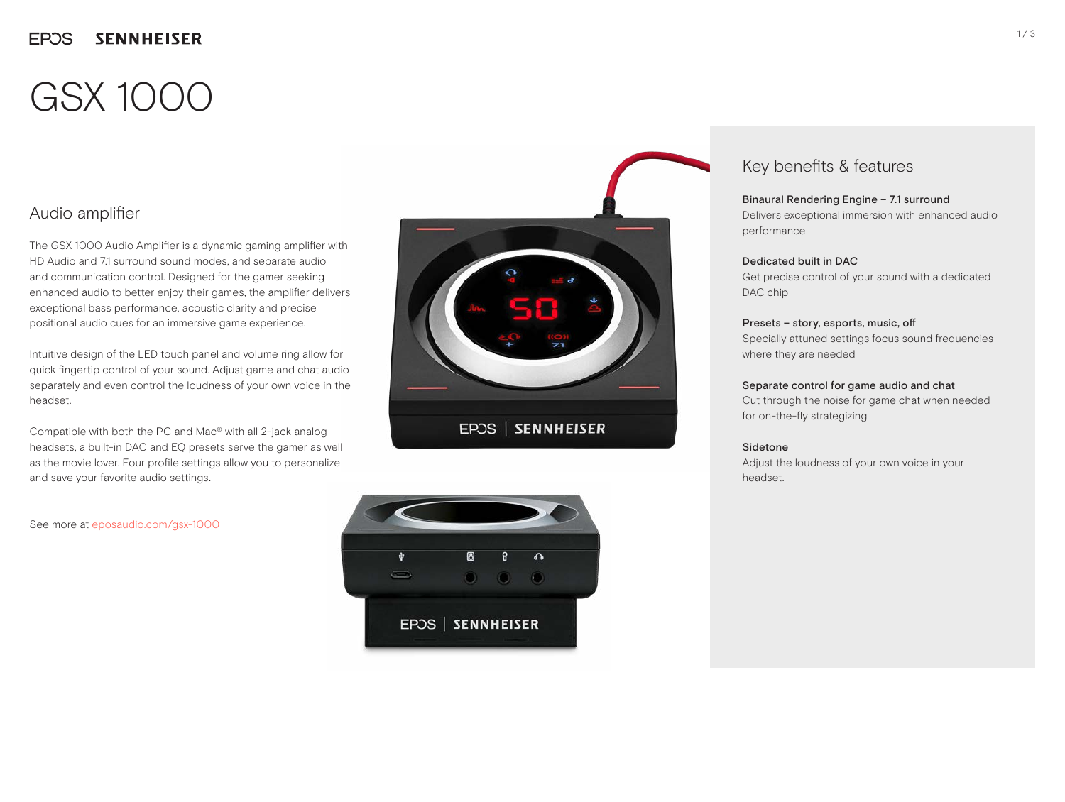# GSX 1000

## Audio amplifier

The GSX 1000 Audio Amplifier is a dynamic gaming amplifier with HD Audio and 7.1 surround sound modes, and separate audio and communication control. Designed for the gamer seeking enhanced audio to better enjoy their games, the amplifier delivers exceptional bass performance, acoustic clarity and precise positional audio cues for an immersive game experience.

Intuitive design of the LED touch panel and volume ring allow for quick fingertip control of your sound. Adjust game and chat audio separately and even control the loudness of your own voice in the headset.

Compatible with both the PC and Mac® with all 2-jack analog headsets, a built-in DAC and EQ presets serve the gamer as well as the movie lover. Four profile settings allow you to personalize and save your favorite audio settings.

See more at eposaudio.com/gsx-1000

## Key benefits & features

**Binaural Rendering Engine – 7.1 surround**
Delivers exceptional immersion with enhanced audio performance

**Dedicated built in DAC**
Get precise control of your sound with a dedicated DAC chip

**Presets – story, esports, music, off**
Specially attuned settings focus sound frequencies where they are needed

**Separate control for game audio and chat**
Cut through the noise for game chat when needed for on-the-fly strategizing

**Sidetone**
Adjust the loudness of your own voice in your headset.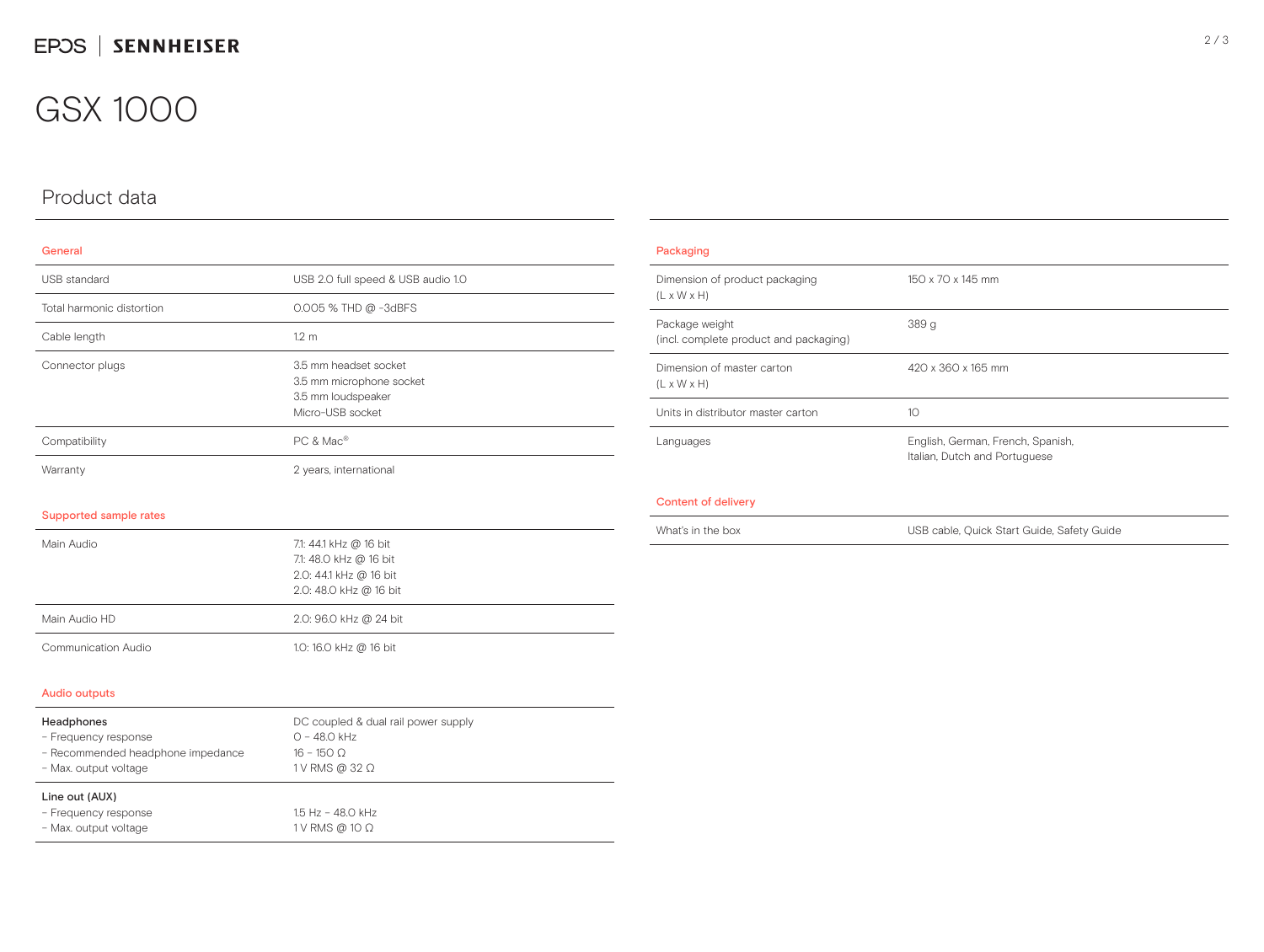# GSX 1000

## Product data

### General

| | |
|---|---|
| USB standard | USB 2.0 full speed & USB audio 1.0 |
| Total harmonic distortion | 0.005 % THD @ -3dBFS |
| Cable length | 1.2 m |
| Connector plugs | 3.5 mm headset socket<br>3.5 mm microphone socket<br>3.5 mm loudspeaker<br>Micro-USB socket |
| Compatibility | PC & Mac® |
| Warranty | 2 years, international |

### Supported sample rates

| | |
|---|---|
| Main Audio | 7.1: 44.1 kHz @ 16 bit<br>7.1: 48.0 kHz @ 16 bit<br>2.0: 44.1 kHz @ 16 bit<br>2.0: 48.0 kHz @ 16 bit |
| Main Audio HD | 2.0: 96.0 kHz @ 24 bit |
| Communication Audio | 1.0: 16.0 kHz @ 16 bit |

### Audio outputs

| | |
|---|---|
| **Headphones**<br>- Frequency response<br>- Recommended headphone impedance<br>- Max. output voltage | DC coupled & dual rail power supply<br>0 - 48.0 kHz<br>16 - 150 Ω<br>1 V RMS @ 32 Ω |
| **Line out (AUX)**<br>- Frequency response<br>- Max. output voltage | <br>1.5 Hz - 48.0 kHz<br>1 V RMS @ 10 Ω |

### Packaging

| | |
|---|---|
| Dimension of product packaging (L x W x H) | 150 x 70 x 145 mm |
| Package weight (incl. complete product and packaging) | 389 g |
| Dimension of master carton (L x W x H) | 420 x 360 x 165 mm |
| Units in distributor master carton | 10 |
| Languages | English, German, French, Spanish, Italian, Dutch and Portuguese |

### Content of delivery

| | |
|---|---|
| What's in the box | USB cable, Quick Start Guide, Safety Guide |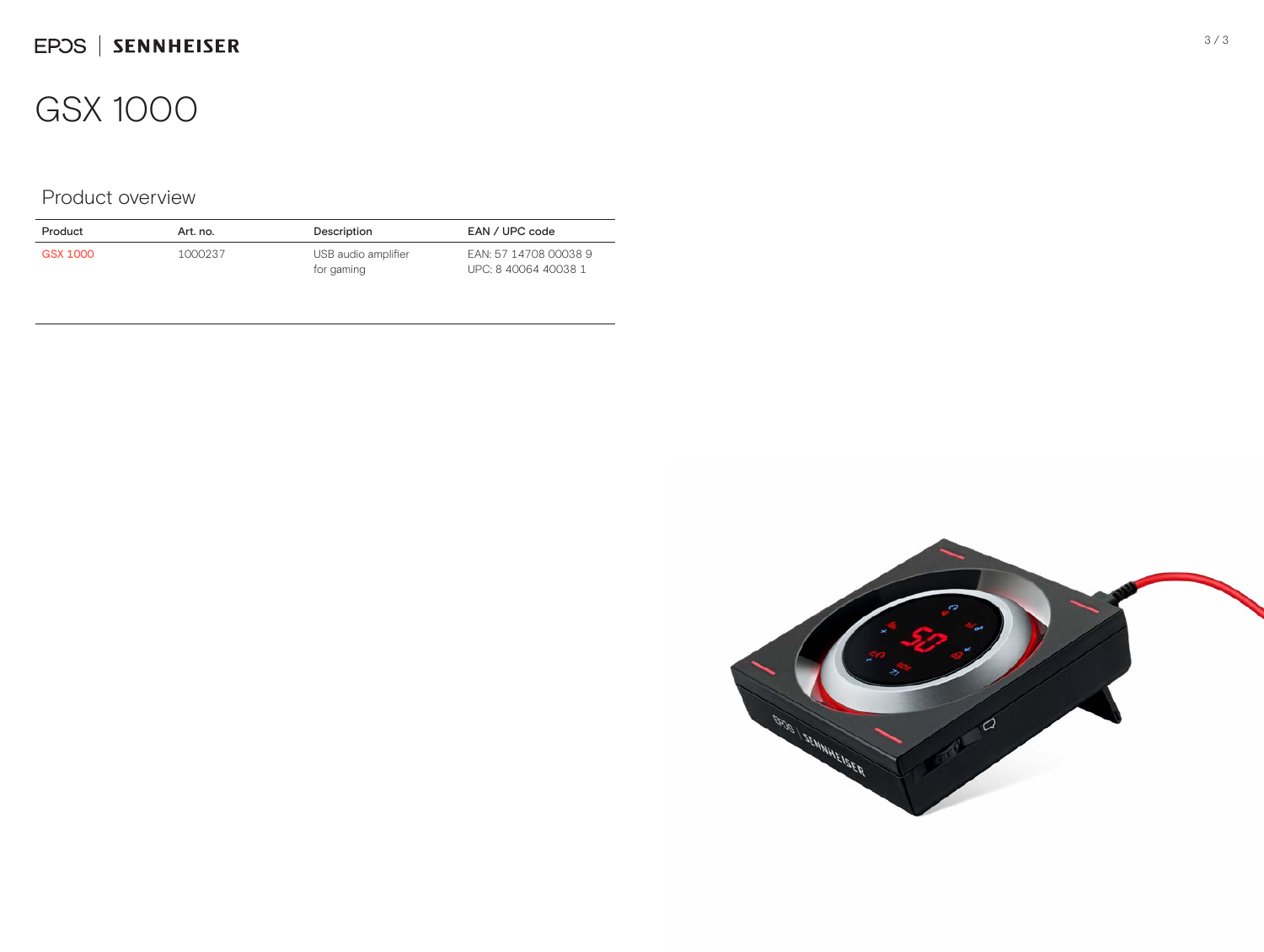# GSX 1000

## Product overview

| Product | Art. no. | Description | EAN / UPC code |
| --- | --- | --- | --- |
| GSX 1000 | 1000237 | USB audio amplifier for gaming | EAN: 57 14708 00038 9<br>UPC: 8 40064 40038 1 |